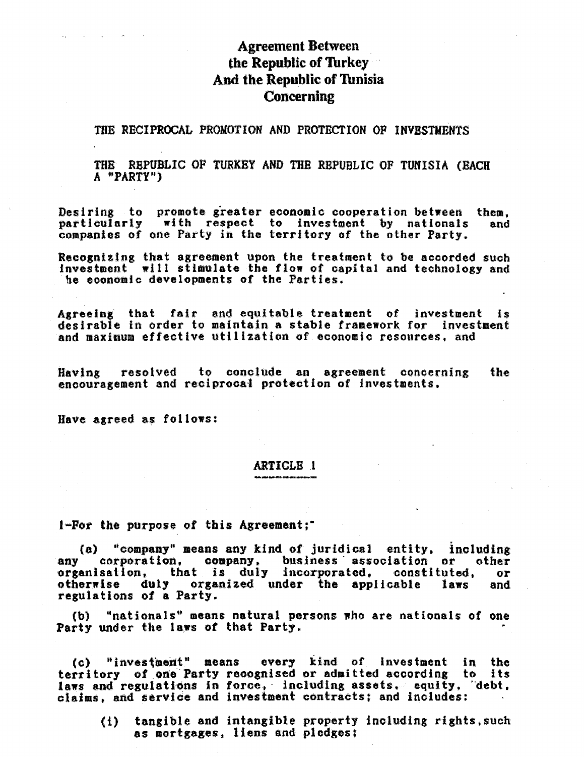# Agreement Between the Republic of Turkey And the Republic of Tunisia Concerning

THE RECIPROCAL PROMOTION AND PROTECTION OF INVESTMENTS

THE REPUBLIC OF TURKEY AND THE REPUBLIC OF TUNISIA (EACH A "PARTY")

Desiring to promote greater economic cooperation between them, particularly with respect to investment by nationals and companies of one Party in the territory of the other Party.

Recognizing that agreement upon the treatment to be accorded such investment will stimulate the flow of capital and technology and he economic developments of the Parties.

Agreeing that fair and equitable treatment of investment is desirable in order to maintain a stable framework for investment and maximum effective utilization of economic resources, and

Having resolved to conclude an agreement concerning the encouragement and reciprocal protection of investments,

Have agreed as follows:

## ARTICLE 1

1-For the purpose of this Agreement;

(a) "company" means any kind of juridical entity, including any corporation, company, business association or other organisation, that is duly incorporated, constituted, or otherwise duly organized under the applicable laws and regulations of a Party.

(b) "nationals" means natural persons who are nationals of one Party under the laws of that Party.

(c) "investment" means every kind of investment in the territory of one Party recognised or admitted according to its laws and regulations in force, including assets, equity, debt, claims, and service and investment contracts; and includes:

(i) tangible and intangible property including rights, such as mortgages, liens and pledges;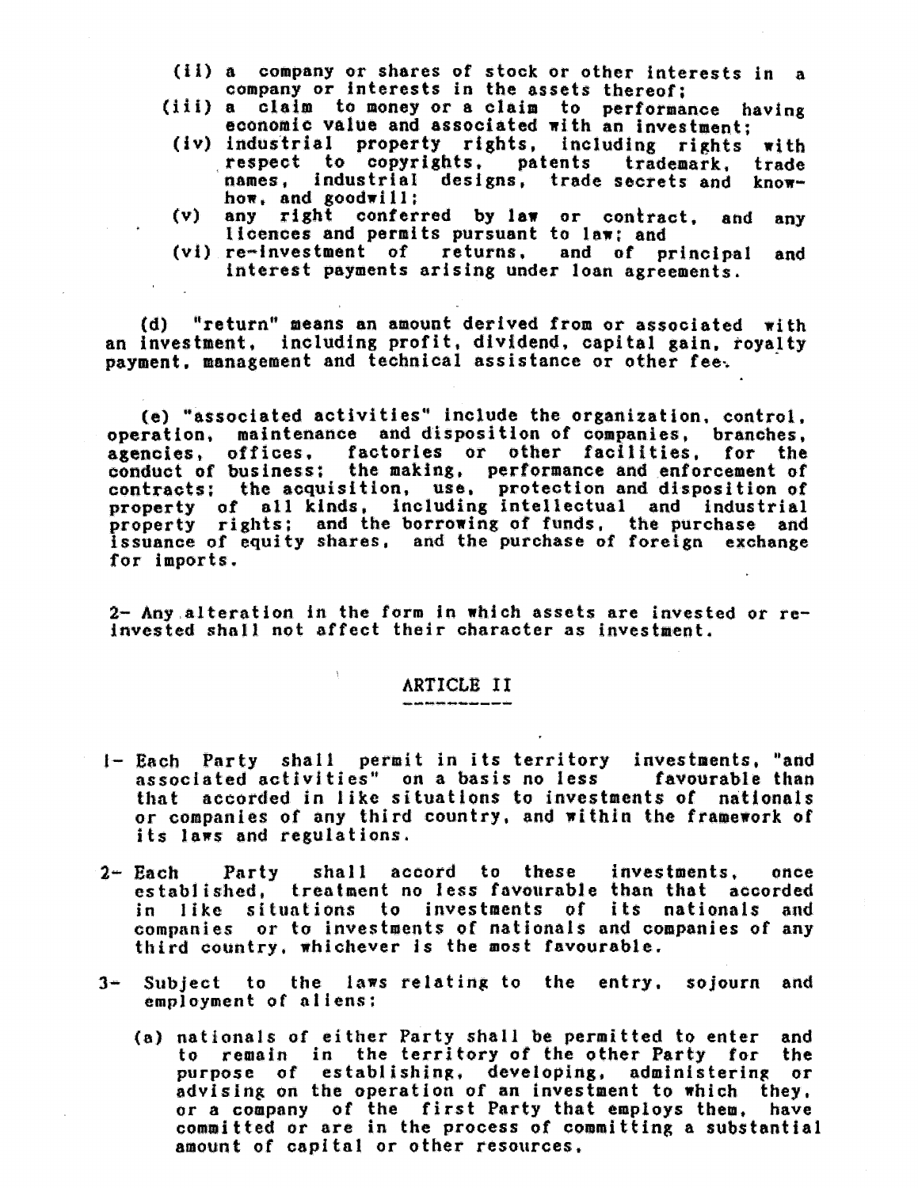(ii) a company or shares of stock or other interests in a company or interests in the assets thereof;

(iii) a claim to money or a claim to performance having economic value and associated with an investment;

(iv) industrial property rights, including rights with respect to copyrights, patents trademark, trade names, industrial designs, trade secrets and know-how, and goodwill;

(v) any right conferred by law or contract, and any licences and permits pursuant to law; and

(vi) re-investment of returns, and of principal and interest payments arising under loan agreements.

(d) "return" means an amount derived from or associated with an investment, including profit, dividend, capital gain, royalty payment, management and technical assistance or other fee.

(e) "associated activities" include the organization, control, operation, maintenance and disposition of companies, branches, agencies, offices, factories or other facilities, for the conduct of business; the making, performance and enforcement of contracts; the acquisition, use, protection and disposition of property of all kinds, including intellectual and industrial property rights; and the borrowing of funds, the purchase and issuance of equity shares, and the purchase of foreign exchange for imports.

2- Any alteration in the form in which assets are invested or re-invested shall not affect their character as investment.

## ARTICLE II

1- Each Party shall permit in its territory investments, "and associated activities" on a basis no less favourable than that accorded in like situations to investments of nationals or companies of any third country, and within the framework of its laws and regulations.

2- Each Party shall accord to these investments, once established, treatment no less favourable than that accorded in like situations to investments of its nationals and companies or to investments of nationals and companies of any third country, whichever is the most favourable.

3- Subject to the laws relating to the entry, sojourn and employment of aliens:

(a) nationals of either Party shall be permitted to enter and to remain in the territory of the other Party for the purpose of establishing, developing, administering or advising on the operation of an investment to which they, or a company of the first Party that employs them, have committed or are in the process of committing a substantial amount of capital or other resources,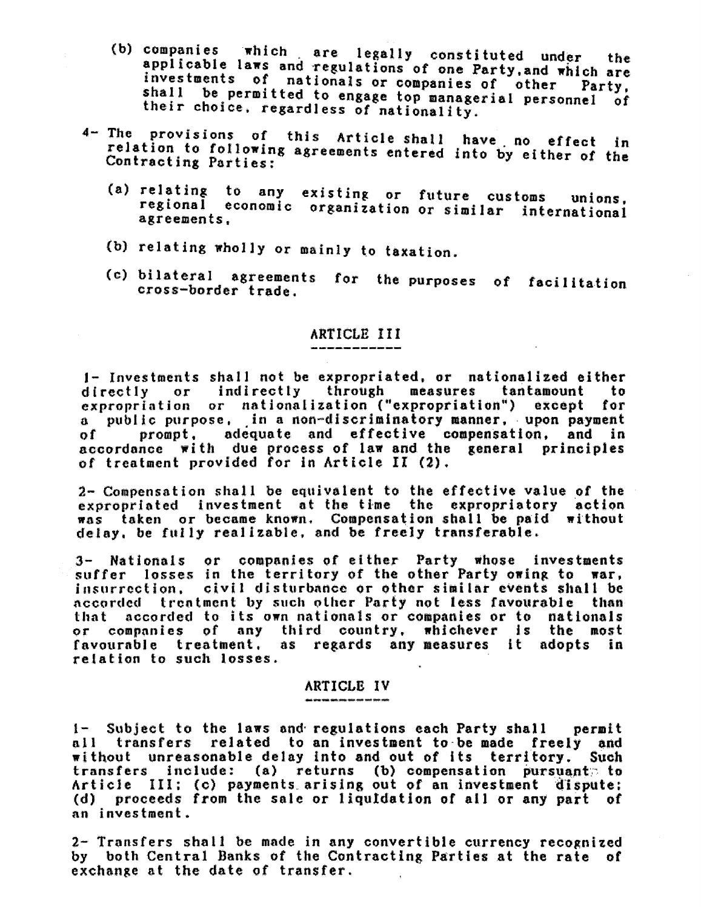(b) companies which are legally constituted under the applicable laws and regulations of one Party, and which are investments of nationals or companies of other Party, shall be permitted to engage top managerial personnel of their choice, regardless of nationality.

4- The provisions of this Article shall have no effect in relation to following agreements entered into by either of the Contracting Parties:

(a) relating to any existing or future customs unions, regional economic organization or similar international agreements,

(b) relating wholly or mainly to taxation.

(c) bilateral agreements for the purposes of facilitation cross-border trade.

## ARTICLE III

1- Investments shall not be expropriated, or nationalized either directly or indirectly through measures tantamount to expropriation or nationalization ("expropriation") except for a public purpose, in a non-discriminatory manner, upon payment of prompt, adequate and effective compensation, and in accordance with due process of law and the general principles of treatment provided for in Article II (2).

2- Compensation shall be equivalent to the effective value of the expropriated investment at the time the expropriatory action was taken or became known. Compensation shall be paid without delay, be fully realizable, and be freely transferable.

3- Nationals or companies of either Party whose investments suffer losses in the territory of the other Party owing to war, insurrection, civil disturbance or other similar events shall be accorded treatment by such other Party not less favourable than that accorded to its own nationals or companies or to nationals or companies of any third country, whichever is the most favourable treatment, as regards any measures it adopts in relation to such losses.

## ARTICLE IV

1- Subject to the laws and regulations each Party shall permit all transfers related to an investment to be made freely and without unreasonable delay into and out of its territory. Such transfers include: (a) returns (b) compensation pursuant to Article III; (c) payments arising out of an investment dispute; (d) proceeds from the sale or liquidation of all or any part of an investment.

2- Transfers shall be made in any convertible currency recognized by both Central Banks of the Contracting Parties at the rate of exchange at the date of transfer.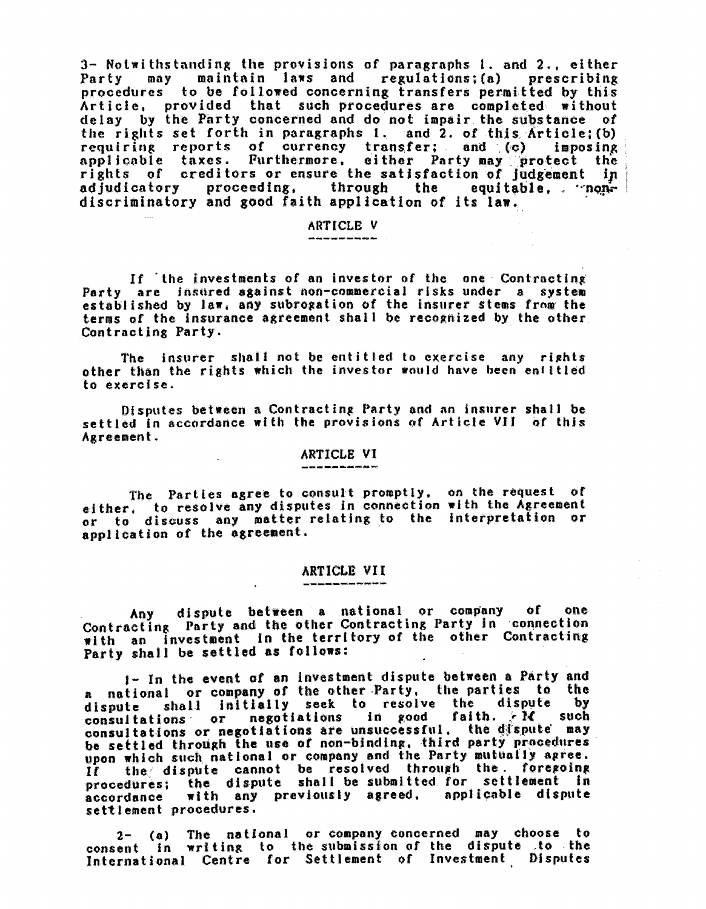3- Notwithstanding the provisions of paragraphs 1. and 2., either Party may maintain laws and regulations; (a) prescribing procedures to be followed concerning transfers permitted by this Article, provided that such procedures are completed without delay by the Party concerned and do not impair the substance of the rights set forth in paragraphs 1. and 2. of this Article; (b) requiring reports of currency transfer; and (c) imposing applicable taxes. Furthermore, either Party may protect the rights of creditors or ensure the satisfaction of judgement in adjudicatory proceeding, through the equitable, non-discriminatory and good faith application of its law.

## ARTICLE V

If the investments of an investor of the one Contracting Party are insured against non-commercial risks under a system established by law, any subrogation of the insurer stems from the terms of the insurance agreement shall be recognized by the other Contracting Party.

The insurer shall not be entitled to exercise any rights other than the rights which the investor would have been entitled to exercise.

Disputes between a Contracting Party and an insurer shall be settled in accordance with the provisions of Article VII of this Agreement.

## ARTICLE VI

The Parties agree to consult promptly, on the request of either, to resolve any disputes in connection with the Agreement or to discuss any matter relating to the interpretation or application of the agreement.

## ARTICLE VII

Any dispute between a national or company of one Contracting Party and the other Contracting Party in connection with an investment in the territory of the other Contracting Party shall be settled as follows:

1- In the event of an investment dispute between a Party and a national or company of the other Party, the parties to the dispute shall initially seek to resolve the dispute by consultations or negotiations in good faith. If such consultations or negotiations are unsuccessful, the dispute may be settled through the use of non-binding, third party procedures upon which such national or company and the Party mutually agree. If the dispute cannot be resolved through the foregoing procedures; the dispute shall be submitted for settlement in accordance with any previously agreed, applicable dispute settlement procedures.

2- (a) The national or company concerned may choose to consent in writing to the submission of the dispute to the International Centre for Settlement of Investment Disputes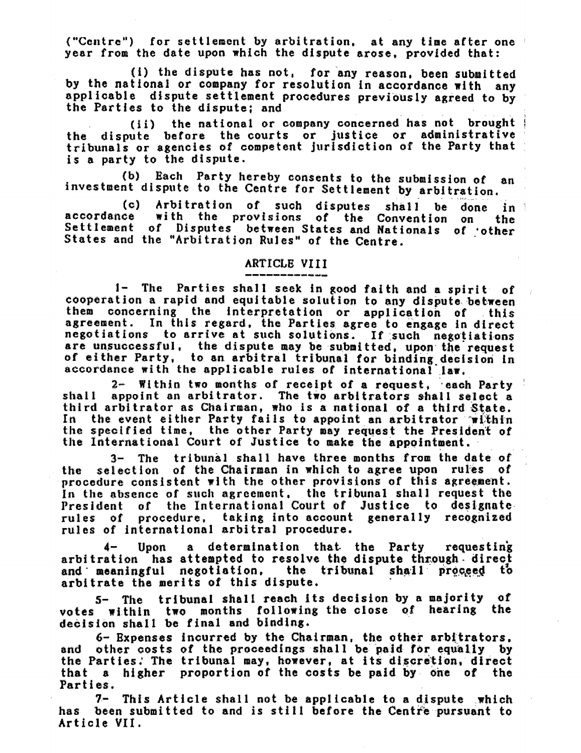("Centre") for settlement by arbitration, at any time after one year from the date upon which the dispute arose, provided that:

(i) the dispute has not, for any reason, been submitted by the national or company for resolution in accordance with any applicable dispute settlement procedures previously agreed to by the Parties to the dispute; and

(ii) the national or company concerned has not brought the dispute before the courts or justice or administrative tribunals or agencies of competent jurisdiction of the Party that is a party to the dispute.

(b) Each Party hereby consents to the submission of an investment dispute to the Centre for Settlement by arbitration.

(c) Arbitration of such disputes shall be done in accordance with the provisions of the Convention on the Settlement of Disputes between States and Nationals of other States and the "Arbitration Rules" of the Centre.

## ARTICLE VIII

1- The Parties shall seek in good faith and a spirit of cooperation a rapid and equitable solution to any dispute between them concerning the interpretation or application of this agreement. In this regard, the Parties agree to engage in direct negotiations to arrive at such solutions. If such negotiations are unsuccessful, the dispute may be submitted, upon the request of either Party, to an arbitral tribunal for binding decision in accordance with the applicable rules of international law.

2- Within two months of receipt of a request, each Party shall appoint an arbitrator. The two arbitrators shall select a third arbitrator as Chairman, who is a national of a third State. In the event either Party fails to appoint an arbitrator within the specified time, the other Party may request the President of the International Court of Justice to make the appointment.

3- The tribunal shall have three months from the date of the selection of the Chairman in which to agree upon rules of procedure consistent with the other provisions of this agreement. In the absence of such agreement, the tribunal shall request the President of the International Court of Justice to designate rules of procedure, taking into account generally recognized rules of international arbitral procedure.

4- Upon a determination that the Party requesting arbitration has attempted to resolve the dispute through direct and meaningful negotiation, the tribunal shall proceed to arbitrate the merits of this dispute.

5- The tribunal shall reach its decision by a majority of votes within two months following the close of hearing the decision shall be final and binding.

6- Expenses incurred by the Chairman, the other arbitrators, and other costs of the proceedings shall be paid for equally by the Parties. The tribunal may, however, at its discretion, direct that a higher proportion of the costs be paid by one of the Parties.

7- This Article shall not be applicable to a dispute which has been submitted to and is still before the Centre pursuant to Article VII.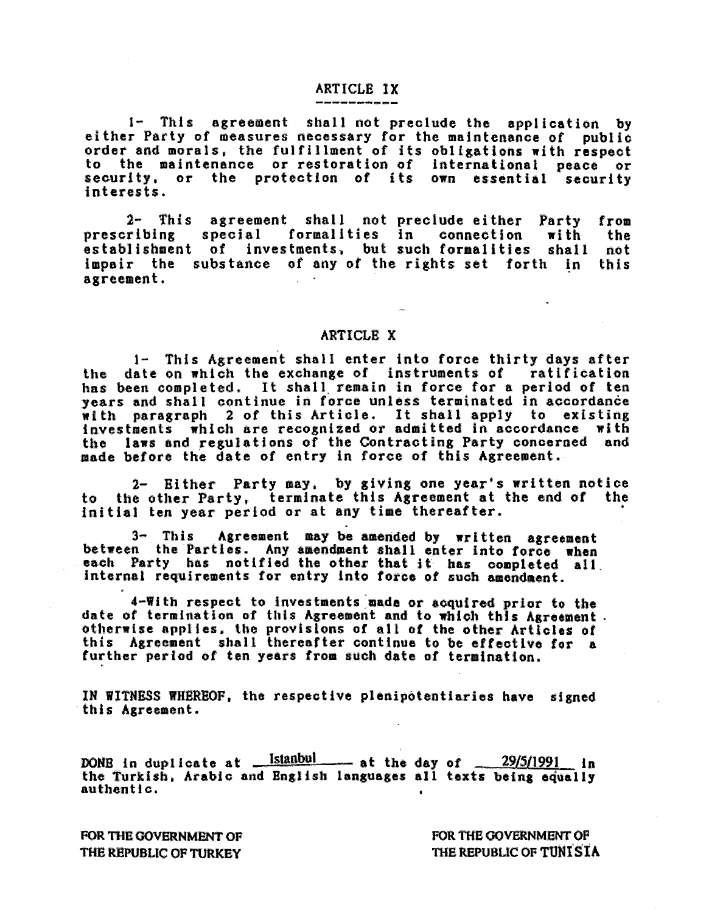## ARTICLE IX

1- This agreement shall not preclude the application by either Party of measures necessary for the maintenance of public order and morals, the fulfillment of its obligations with respect to the maintenance or restoration of international peace or security, or the protection of its own essential security interests.

2- This agreement shall not preclude either Party from prescribing special formalities in connection with the establishment of investments, but such formalities shall not impair the substance of any of the rights set forth in this agreement.

## ARTICLE X

1- This Agreement shall enter into force thirty days after the date on which the exchange of instruments of ratification has been completed. It shall remain in force for a period of ten years and shall continue in force unless terminated in accordance with paragraph 2 of this Article. It shall apply to existing investments which are recognized or admitted in accordance with the laws and regulations of the Contracting Party concerned and made before the date of entry in force of this Agreement.

2- Either Party may, by giving one year's written notice to the other Party, terminate this Agreement at the end of the initial ten year period or at any time thereafter.

3- This Agreement may be amended by written agreement between the Parties. Any amendment shall enter into force when each Party has notified the other that it has completed all internal requirements for entry into force of such amendment.

4-With respect to investments made or acquired prior to the date of termination of this Agreement and to which this Agreement otherwise applies, the provisions of all of the other Articles of this Agreement shall thereafter continue to be effective for a further period of ten years from such date of termination.

IN WITNESS WHEREOF, the respective plenipotentiaries have signed this Agreement.

DONE in duplicate at Istanbul at the day of 29/5/1991 in the Turkish, Arabic and English languages all texts being equally authentic.

FOR THE GOVERNMENT OF THE REPUBLIC OF TURKEY

FOR THE GOVERNMENT OF THE REPUBLIC OF TUNISIA